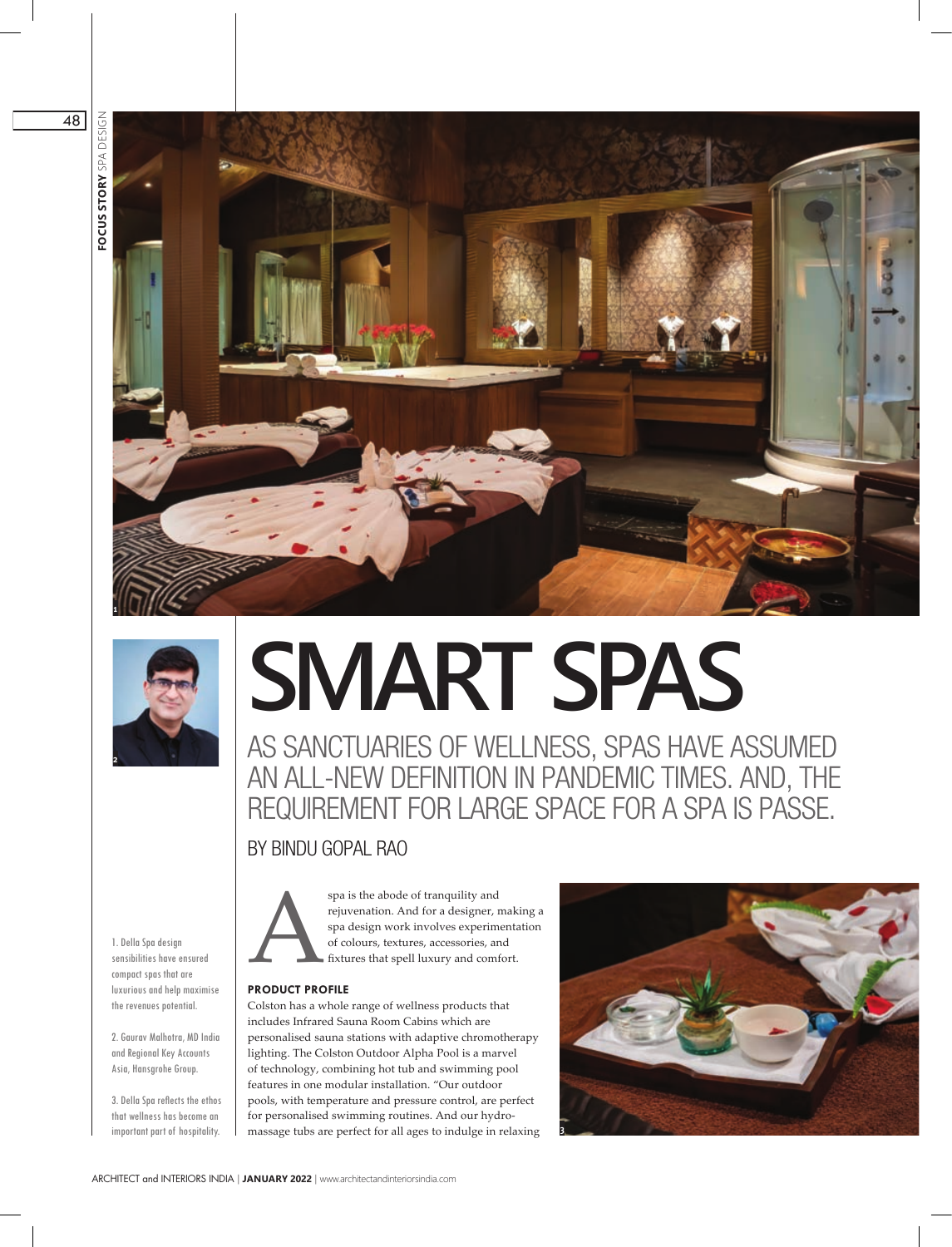# SMART SPAS

## AS SANCTUARIES OF WELLNESS, SPAS HAVE ASSUMED AN ALL-NEW DEFINITION IN PANDEMIC TIMES. AND, THE REQUIREMENT FOR LARGE SPACE FOR A SPA IS PASSE.

BY BINDU GOPAL RAO

1. Della Spa design sensibilities have ensured compact spas that are luxurious and help maximise the revenues potential.

2. Gaurav Malhotra, MD India and Regional Key Accounts Asia, Hansgrohe Group.

3. Della Spa reflects the ethos that wellness has become an important part of hospitality.

A spa is the abode of tranquility and rejuvenation. And for a designer, making a spa design work involves experimentation of colours, textures, accessories, and fixtures that spell luxury and comfort.

**PRODUCT PROFILE**

Colston has a whole range of wellness products that includes Infrared Sauna Room Cabins which are personalised sauna stations with adaptive chromotherapy lighting. The Colston Outdoor Alpha Pool is a marvel of technology, combining hot tub and swimming pool features in one modular installation. "Our outdoor pools, with temperature and pressure control, are perfect for personalised swimming routines. And our hydro-massage tubs are perfect for all ages to indulge in relaxing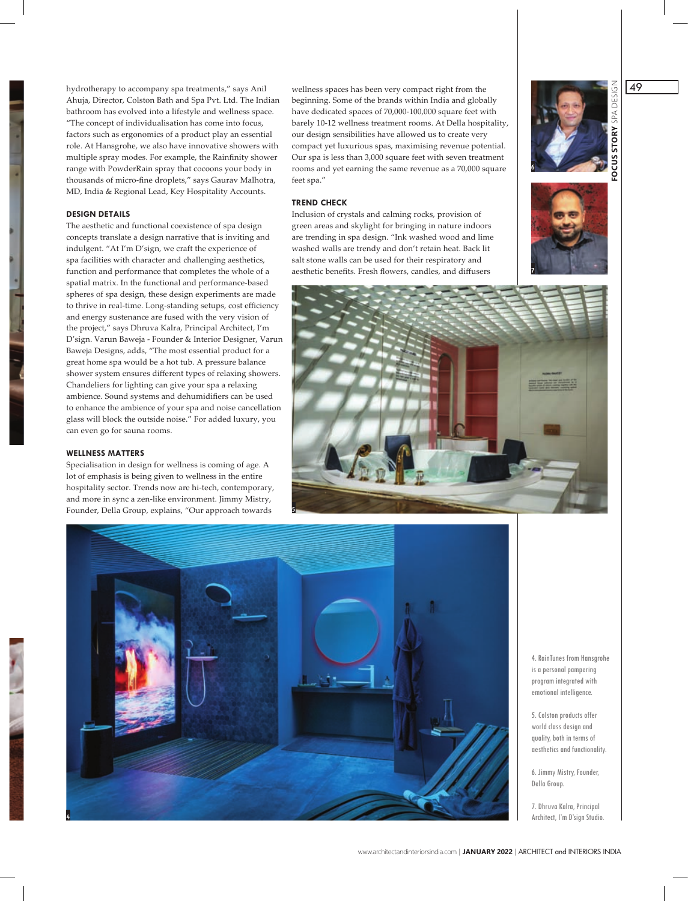hydrotherapy to accompany spa treatments," says Anil Ahuja, Director, Colston Bath and Spa Pvt. Ltd. The Indian bathroom has evolved into a lifestyle and wellness space. "The concept of individualisation has come into focus, factors such as ergonomics of a product play an essential role. At Hansgrohe, we also have innovative showers with multiple spray modes. For example, the Rainfinity shower range with PowderRain spray that cocoons your body in thousands of micro-fine droplets," says Gaurav Malhotra, MD, India & Regional Lead, Key Hospitality Accounts.

### DESIGN DETAILS

The aesthetic and functional coexistence of spa design concepts translate a design narrative that is inviting and indulgent. "At I'm D'sign, we craft the experience of spa facilities with character and challenging aesthetics, function and performance that completes the whole of a spatial matrix. In the functional and performance-based spheres of spa design, these design experiments are made to thrive in real-time. Long-standing setups, cost efficiency and energy sustenance are fused with the very vision of the project," says Dhruva Kalra, Principal Architect, I'm D'sign. Varun Baweja - Founder & Interior Designer, Varun Baweja Designs, adds, "The most essential product for a great home spa would be a hot tub. A pressure balance shower system ensures different types of relaxing showers. Chandeliers for lighting can give your spa a relaxing ambience. Sound systems and dehumidifiers can be used to enhance the ambience of your spa and noise cancellation glass will block the outside noise." For added luxury, you can even go for sauna rooms.

### WELLNESS MATTERS

Specialisation in design for wellness is coming of age. A lot of emphasis is being given to wellness in the entire hospitality sector. Trends now are hi-tech, contemporary, and more in sync a zen-like environment. Jimmy Mistry, Founder, Della Group, explains, "Our approach towards wellness spaces has been very compact right from the beginning. Some of the brands within India and globally have dedicated spaces of 70,000-100,000 square feet with barely 10-12 wellness treatment rooms. At Della hospitality, our design sensibilities have allowed us to create very compact yet luxurious spas, maximising revenue potential. Our spa is less than 3,000 square feet with seven treatment rooms and yet earning the same revenue as a 70,000 square feet spa."

### TREND CHECK

Inclusion of crystals and calming rocks, provision of green areas and skylight for bringing in nature indoors are trending in spa design. "Ink washed wood and lime washed walls are trendy and don't retain heat. Back lit salt stone walls can be used for their respiratory and aesthetic benefits. Fresh flowers, candles, and diffusers

4. RainTunes from Hansgrohe is a personal pampering program integrated with emotional intelligence.

5. Colston products offer world class design and quality, both in terms of aesthetics and functionality.

6. Jimmy Mistry, Founder, Della Group.

7. Dhruva Kalra, Principal Architect, I'm D'sign Studio.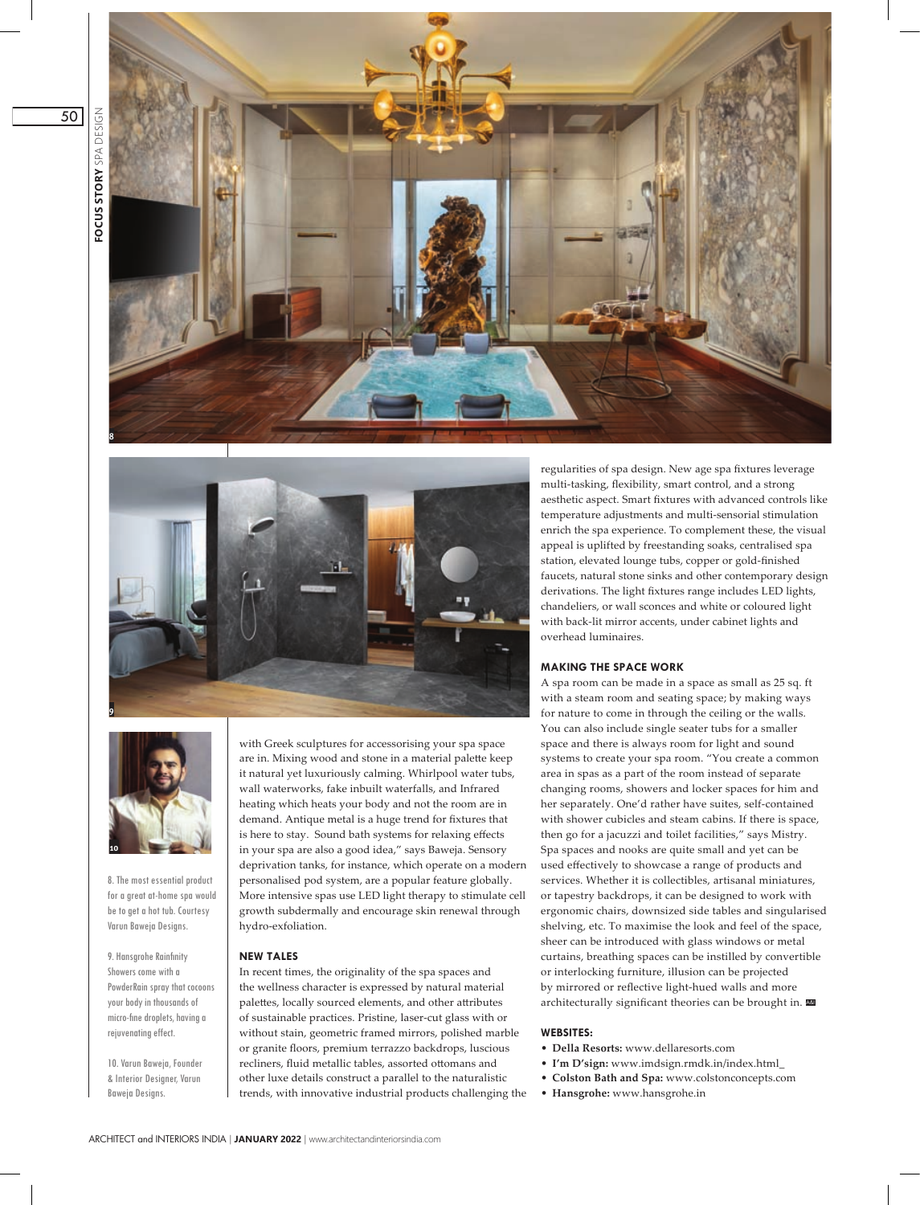with Greek sculptures for accessorising your spa space are in. Mixing wood and stone in a material palette keep it natural yet luxuriously calming. Whirlpool water tubs, wall waterworks, fake inbuilt waterfalls, and Infrared heating which heats your body and not the room are in demand. Antique metal is a huge trend for fixtures that is here to stay. Sound bath systems for relaxing effects in your spa are also a good idea," says Baweja. Sensory deprivation tanks, for instance, which operate on a modern personalised pod system, are a popular feature globally. More intensive spas use LED light therapy to stimulate cell growth subdermally and encourage skin renewal through hydro-exfoliation.

8. The most essential product for a great at-home spa would be to get a hot tub. Courtesy Varun Baweja Designs.

9. Hansgrohe Rainfinity Showers come with a PowderRain spray that cocoons your body in thousands of micro-fine droplets, having a rejuvenating effect.

10. Varun Baweja, Founder & Interior Designer, Varun Baweja Designs.

## NEW TALES

In recent times, the originality of the spa spaces and the wellness character is expressed by natural material palettes, locally sourced elements, and other attributes of sustainable practices. Pristine, laser-cut glass with or without stain, geometric framed mirrors, polished marble or granite floors, premium terrazzo backdrops, luscious recliners, fluid metallic tables, assorted ottomans and other luxe details construct a parallel to the naturalistic trends, with innovative industrial products challenging the regularities of spa design. New age spa fixtures leverage multi-tasking, flexibility, smart control, and a strong aesthetic aspect. Smart fixtures with advanced controls like temperature adjustments and multi-sensorial stimulation enrich the spa experience. To complement these, the visual appeal is uplifted by freestanding soaks, centralised spa station, elevated lounge tubs, copper or gold-finished faucets, natural stone sinks and other contemporary design derivations. The light fixtures range includes LED lights, chandeliers, or wall sconces and white or coloured light with back-lit mirror accents, under cabinet lights and overhead luminaires.

## MAKING THE SPACE WORK

A spa room can be made in a space as small as 25 sq. ft with a steam room and seating space; by making ways for nature to come in through the ceiling or the walls. You can also include single seater tubs for a smaller space and there is always room for light and sound systems to create your spa room. "You create a common area in spas as a part of the room instead of separate changing rooms, showers and locker spaces for him and her separately. One'd rather have suites, self-contained with shower cubicles and steam cabins. If there is space, then go for a jacuzzi and toilet facilities," says Mistry. Spa spaces and nooks are quite small and yet can be used effectively to showcase a range of products and services. Whether it is collectibles, artisanal miniatures, or tapestry backdrops, it can be designed to work with ergonomic chairs, downsized side tables and singularised shelving, etc. To maximise the look and feel of the space, sheer can be introduced with glass windows or metal curtains, breathing spaces can be instilled by convertible or interlocking furniture, illusion can be projected by mirrored or reflective light-hued walls and more architecturally significant theories can be brought in.

## WEBSITES:

- **Della Resorts:** www.dellaresorts.com
- **I'm D'sign:** www.imdsign.rmdk.in/index.html_
- **Colston Bath and Spa:** www.colstonconcepts.com
- **Hansgrohe:** www.hansgrohe.in